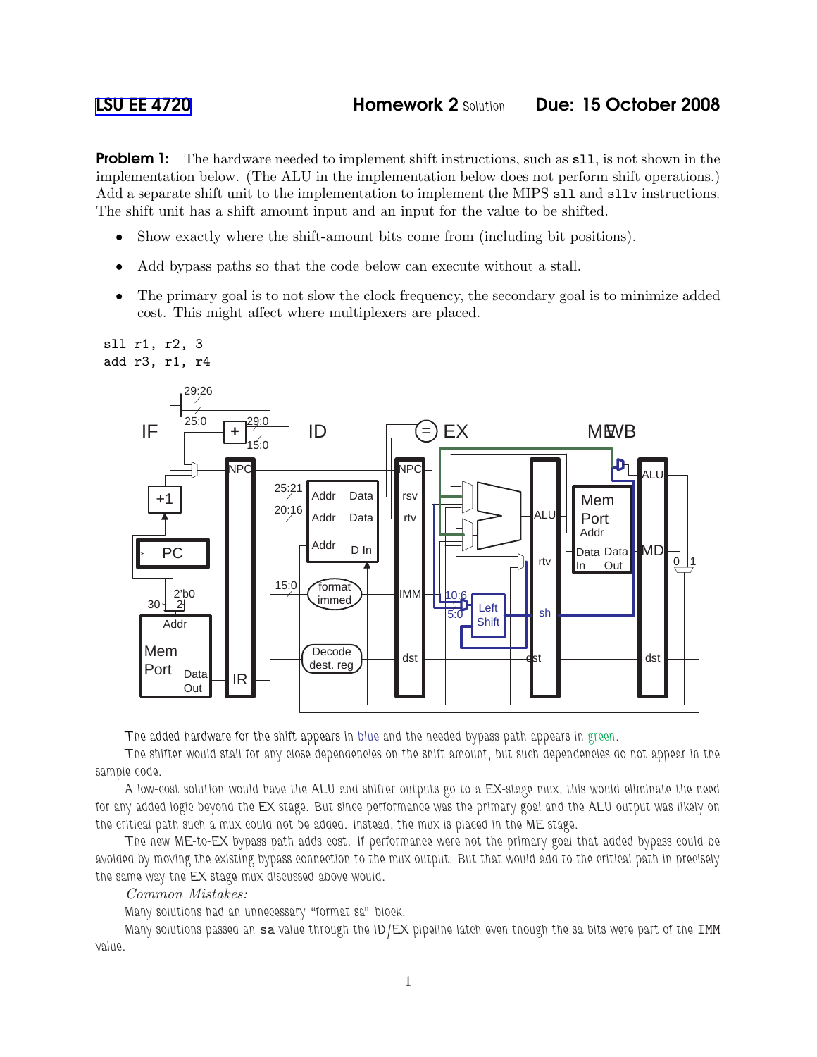LSU EE 4720 **Homework 2** Solution **Due: 15 October 2008**

**Problem 1:** The hardware needed to implement shift instructions, such as `sll`, is not shown in the implementation below. (The ALU in the implementation below does not perform shift operations.) Add a separate shift unit to the implementation to implement the MIPS `sll` and `sllv` instructions. The shift unit has a shift amount input and an input for the value to be shifted.

- Show exactly where the shift-amount bits come from (including bit positions).
- Add bypass paths so that the code below can execute without a stall.
- The primary goal is to not slow the clock frequency, the secondary goal is to minimize added cost. This might affect where multiplexers are placed.

```
sll r1, r2, 3
add r3, r1, r4
```

The added hardware for the shift appears in blue and the needed bypass path appears in green.

The shifter would stall for any close dependencies on the shift amount, but such dependencies do not appear in the sample code.

A low-cost solution would have the ALU and shifter outputs go to a EX-stage mux, this would eliminate the need for any added logic beyond the EX stage. But since performance was the primary goal and the ALU output was likely on the critical path such a mux could not be added. Instead, the mux is placed in the ME stage.

The new ME-to-EX bypass path adds cost. If performance were not the primary goal that added bypass could be avoided by moving the existing bypass connection to the mux output. But that would add to the critical path in precisely the same way the EX-stage mux discussed above would.

*Common Mistakes:*

Many solutions had an unnecessary "format sa" block.

Many solutions passed an `sa` value through the ID/EX pipeline latch even though the sa bits were part of the `IMM` value.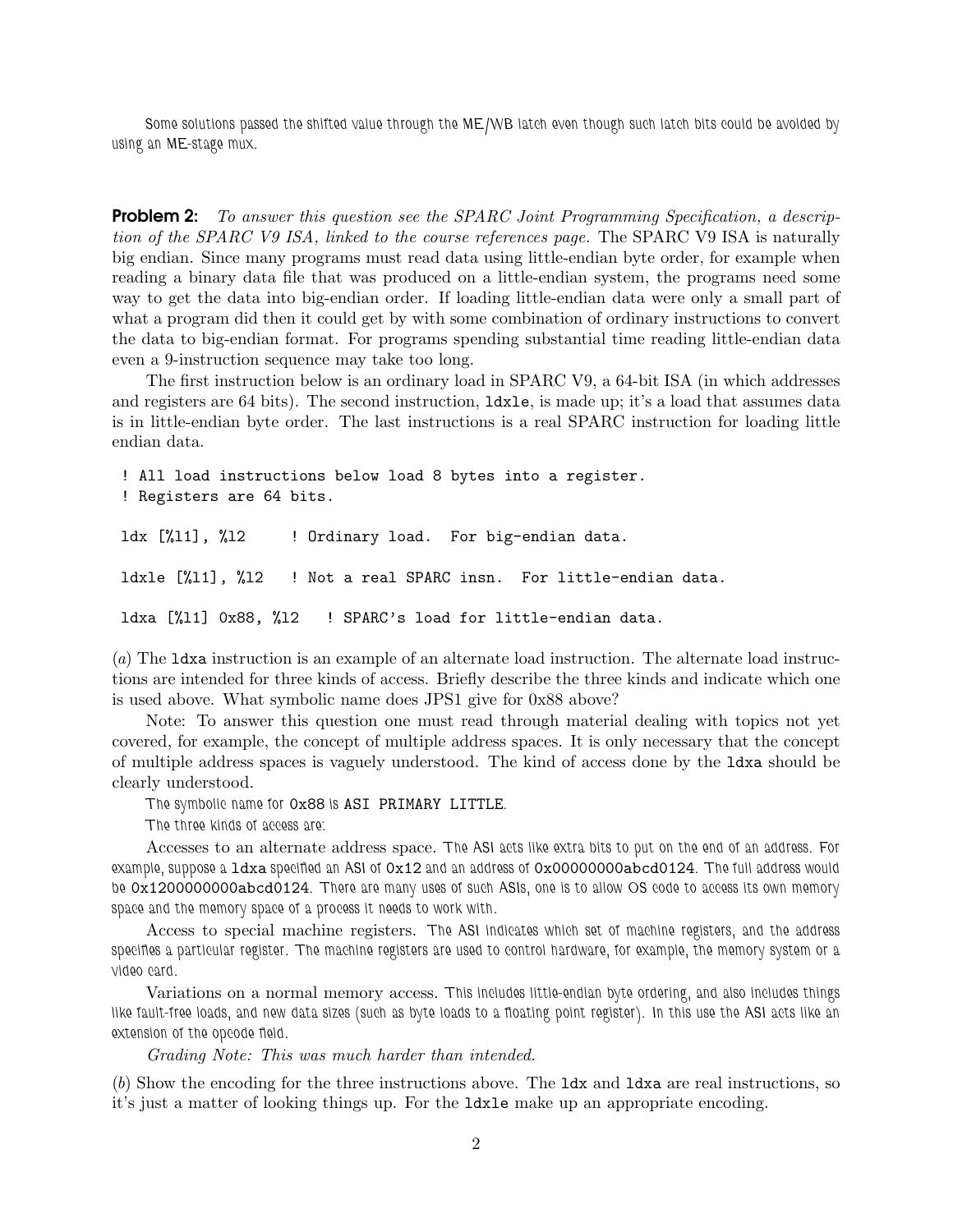Some solutions passed the shifted value through the ME/WB latch even though such latch bits could be avoided by using an ME-stage mux.

**Problem 2:** *To answer this question see the SPARC Joint Programming Specification, a description of the SPARC V9 ISA, linked to the course references page.* The SPARC V9 ISA is naturally big endian. Since many programs must read data using little-endian byte order, for example when reading a binary data file that was produced on a little-endian system, the programs need some way to get the data into big-endian order. If loading little-endian data were only a small part of what a program did then it could get by with some combination of ordinary instructions to convert the data to big-endian format. For programs spending substantial time reading little-endian data even a 9-instruction sequence may take too long.

The first instruction below is an ordinary load in SPARC V9, a 64-bit ISA (in which addresses and registers are 64 bits). The second instruction, `ldxle`, is made up; it's a load that assumes data is in little-endian byte order. The last instructions is a real SPARC instruction for loading little endian data.

```
! All load instructions below load 8 bytes into a register.
! Registers are 64 bits.

ldx [%l1], %l2      ! Ordinary load.  For big-endian data.

ldxle [%l1], %l2    ! Not a real SPARC insn.  For little-endian data.

ldxa [%l1] 0x88, %l2   ! SPARC's load for little-endian data.
```

(*a*) The `ldxa` instruction is an example of an alternate load instruction. The alternate load instructions are intended for three kinds of access. Briefly describe the three kinds and indicate which one is used above. What symbolic name does JPS1 give for 0x88 above?

Note: To answer this question one must read through material dealing with topics not yet covered, for example, the concept of multiple address spaces. It is only necessary that the concept of multiple address spaces is vaguely understood. The kind of access done by the `ldxa` should be clearly understood.

The symbolic name for `0x88` is `ASI PRIMARY LITTLE`.

The three kinds of access are:

Accesses to an alternate address space. The ASI acts like extra bits to put on the end of an address. For example, suppose a `ldxa` specified an ASI of `0x12` and an address of `0x00000000abcd0124`. The full address would be `0x1200000000abcd0124`. There are many uses of such ASIs, one is to allow OS code to access its own memory space and the memory space of a process it needs to work with.

Access to special machine registers. The ASI indicates which set of machine registers, and the address specifies a particular register. The machine registers are used to control hardware, for example, the memory system or a video card.

Variations on a normal memory access. This includes little-endian byte ordering, and also includes things like fault-free loads, and new data sizes (such as byte loads to a floating point register). In this use the ASI acts like an extension of the opcode field.

*Grading Note: This was much harder than intended.*

(*b*) Show the encoding for the three instructions above. The `ldx` and `ldxa` are real instructions, so it's just a matter of looking things up. For the `ldxle` make up an appropriate encoding.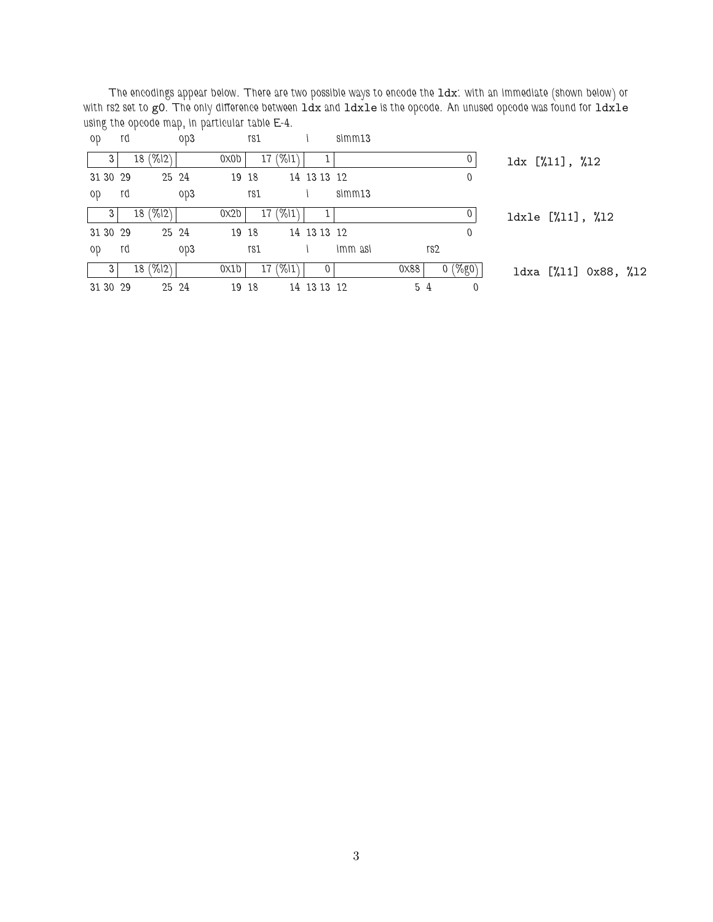The encodings appear below. There are two possible ways to encode the `ldx`: with an immediate (shown below) or with rs2 set to g0. The only difference between `ldx` and `ldxle` is the opcode. An unused opcode was found for `ldxle` using the opcode map, in particular table E-4.

| op | rd | op3 | rs1 | i | simm13 | |
|---|---|---|---|---|---|---|
| 3 | 18 (%l2) | 0x0b | 17 (%l1) | 1 | 0 | `ldx [%l1], %l2` |
| 31 30 | 29 25 | 24 19 | 18 14 | 13 | 12 0 | |

| op | rd | op3 | rs1 | i | simm13 | |
|---|---|---|---|---|---|---|
| 3 | 18 (%l2) | 0x2b | 17 (%l1) | 1 | 0 | `ldxle [%l1], %l2` |
| 31 30 | 29 25 | 24 19 | 18 14 | 13 | 12 0 | |

| op | rd | op3 | rs1 | i | imm asi | rs2 | |
|---|---|---|---|---|---|---|---|
| 3 | 18 (%l2) | 0x1b | 17 (%l1) | 0 | 0x88 | 0 (%g0) | `ldxa [%l1] 0x88, %l2` |
| 31 30 | 29 25 | 24 19 | 18 14 | 13 | 12 5 | 4 0 | |